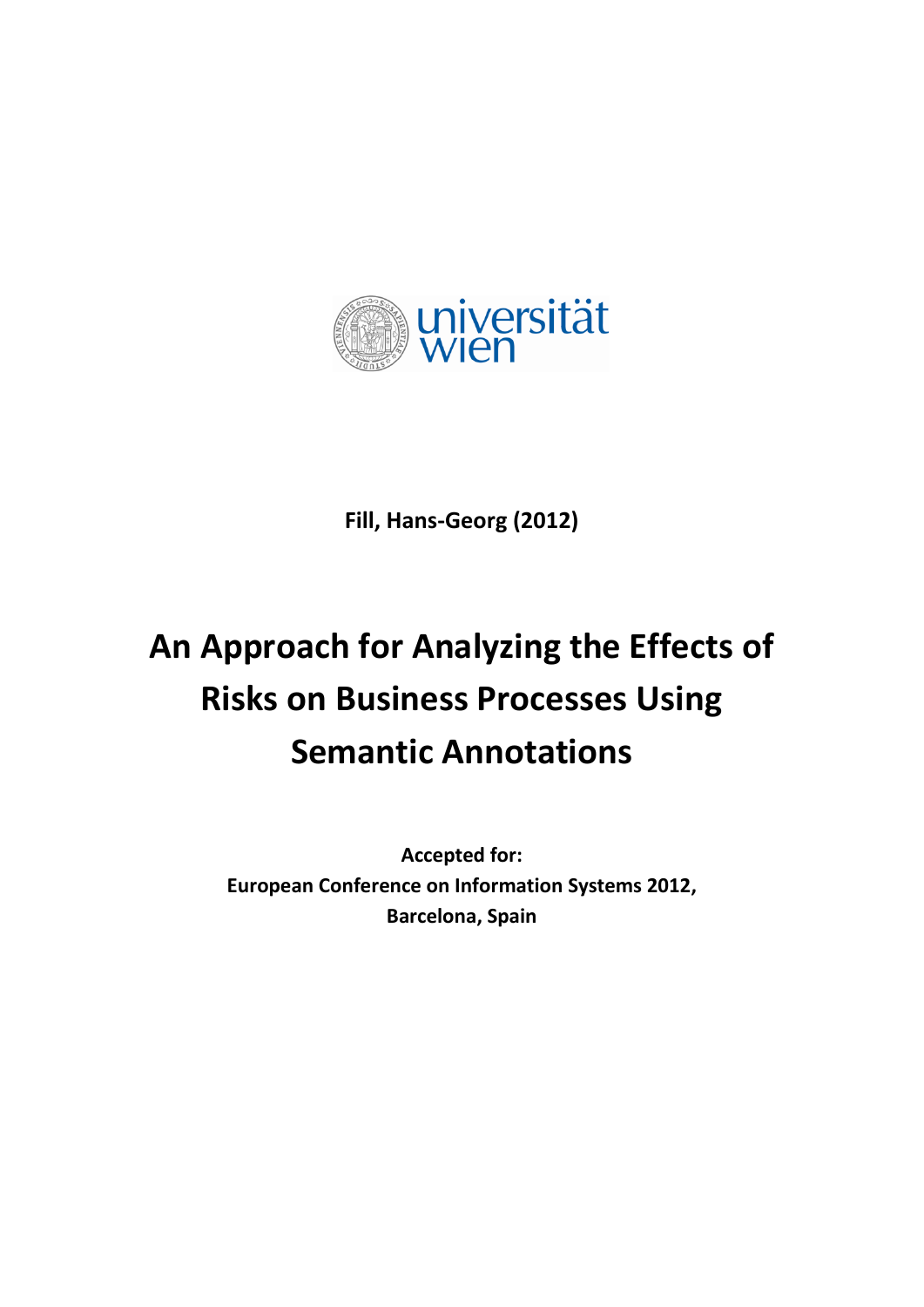universität wien

**Fill, Hans-Georg (2012)**

# An Approach for Analyzing the Effects of Risks on Business Processes Using Semantic Annotations

**Accepted for:**
**European Conference on Information Systems 2012,**
**Barcelona, Spain**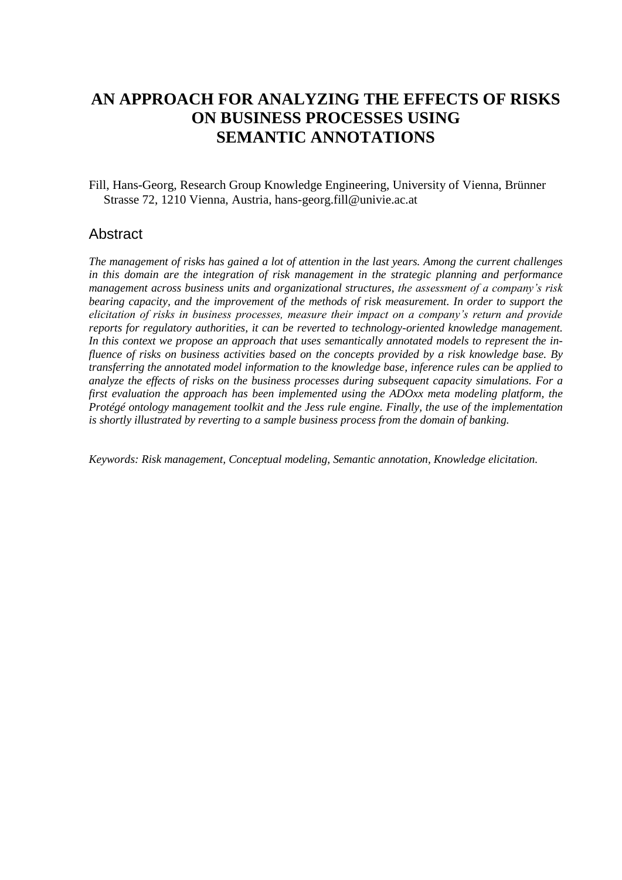# AN APPROACH FOR ANALYZING THE EFFECTS OF RISKS ON BUSINESS PROCESSES USING SEMANTIC ANNOTATIONS

Fill, Hans-Georg, Research Group Knowledge Engineering, University of Vienna, Brünner Strasse 72, 1210 Vienna, Austria, hans-georg.fill@univie.ac.at

## Abstract

*The management of risks has gained a lot of attention in the last years. Among the current challenges in this domain are the integration of risk management in the strategic planning and performance management across business units and organizational structures, the assessment of a company's risk bearing capacity, and the improvement of the methods of risk measurement. In order to support the elicitation of risks in business processes, measure their impact on a company's return and provide reports for regulatory authorities, it can be reverted to technology-oriented knowledge management. In this context we propose an approach that uses semantically annotated models to represent the influence of risks on business activities based on the concepts provided by a risk knowledge base. By transferring the annotated model information to the knowledge base, inference rules can be applied to analyze the effects of risks on the business processes during subsequent capacity simulations. For a first evaluation the approach has been implemented using the ADOxx meta modeling platform, the Protégé ontology management toolkit and the Jess rule engine. Finally, the use of the implementation is shortly illustrated by reverting to a sample business process from the domain of banking.*

*Keywords: Risk management, Conceptual modeling, Semantic annotation, Knowledge elicitation.*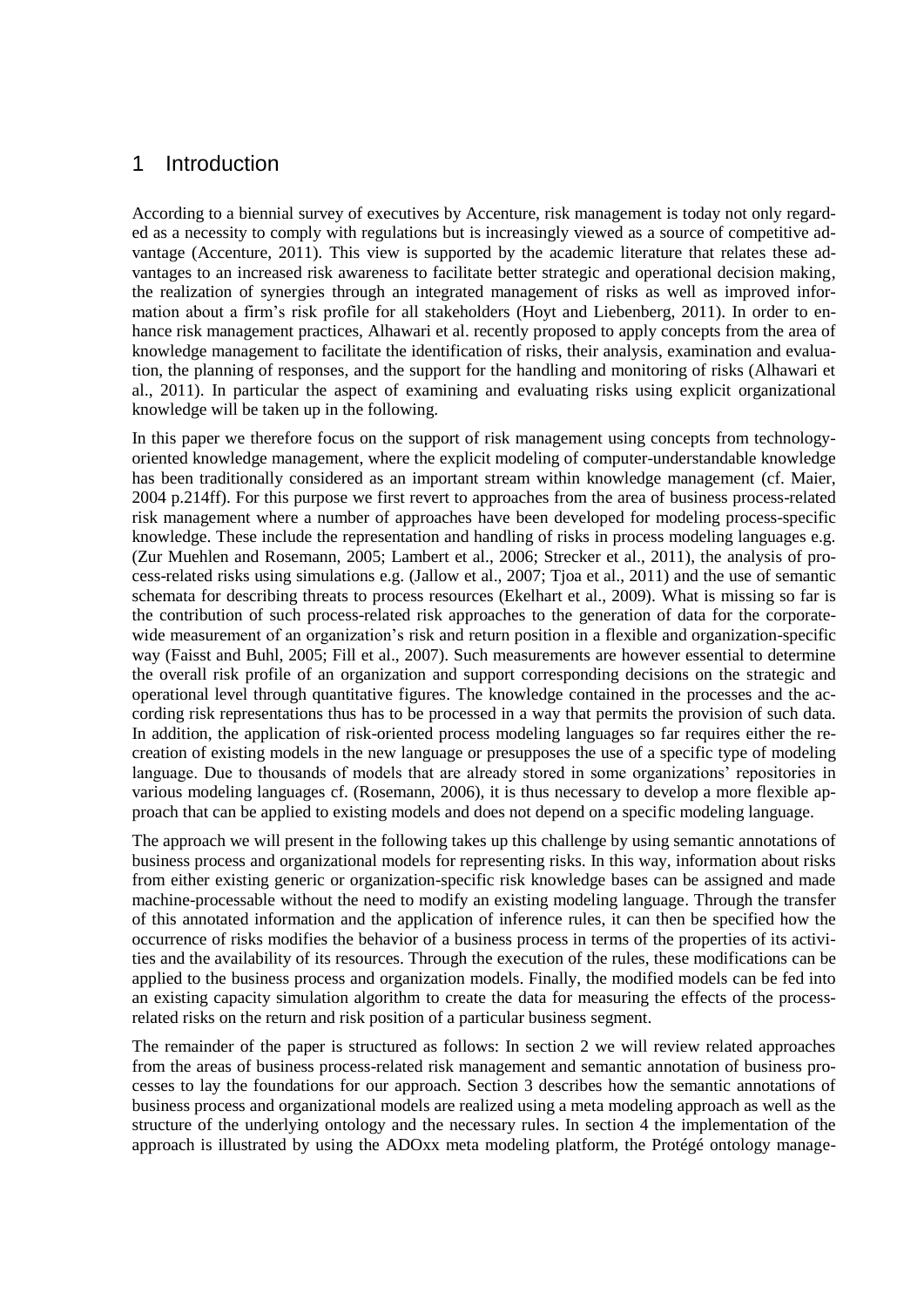# 1 Introduction

According to a biennial survey of executives by Accenture, risk management is today not only regarded as a necessity to comply with regulations but is increasingly viewed as a source of competitive advantage (Accenture, 2011). This view is supported by the academic literature that relates these advantages to an increased risk awareness to facilitate better strategic and operational decision making, the realization of synergies through an integrated management of risks as well as improved information about a firm's risk profile for all stakeholders (Hoyt and Liebenberg, 2011). In order to enhance risk management practices, Alhawari et al. recently proposed to apply concepts from the area of knowledge management to facilitate the identification of risks, their analysis, examination and evaluation, the planning of responses, and the support for the handling and monitoring of risks (Alhawari et al., 2011). In particular the aspect of examining and evaluating risks using explicit organizational knowledge will be taken up in the following.

In this paper we therefore focus on the support of risk management using concepts from technology-oriented knowledge management, where the explicit modeling of computer-understandable knowledge has been traditionally considered as an important stream within knowledge management (cf. Maier, 2004 p.214ff). For this purpose we first revert to approaches from the area of business process-related risk management where a number of approaches have been developed for modeling process-specific knowledge. These include the representation and handling of risks in process modeling languages e.g. (Zur Muehlen and Rosemann, 2005; Lambert et al., 2006; Strecker et al., 2011), the analysis of process-related risks using simulations e.g. (Jallow et al., 2007; Tjoa et al., 2011) and the use of semantic schemata for describing threats to process resources (Ekelhart et al., 2009). What is missing so far is the contribution of such process-related risk approaches to the generation of data for the corporate-wide measurement of an organization's risk and return position in a flexible and organization-specific way (Faisst and Buhl, 2005; Fill et al., 2007). Such measurements are however essential to determine the overall risk profile of an organization and support corresponding decisions on the strategic and operational level through quantitative figures. The knowledge contained in the processes and the according risk representations thus has to be processed in a way that permits the provision of such data. In addition, the application of risk-oriented process modeling languages so far requires either the recreation of existing models in the new language or presupposes the use of a specific type of modeling language. Due to thousands of models that are already stored in some organizations' repositories in various modeling languages cf. (Rosemann, 2006), it is thus necessary to develop a more flexible approach that can be applied to existing models and does not depend on a specific modeling language.

The approach we will present in the following takes up this challenge by using semantic annotations of business process and organizational models for representing risks. In this way, information about risks from either existing generic or organization-specific risk knowledge bases can be assigned and made machine-processable without the need to modify an existing modeling language. Through the transfer of this annotated information and the application of inference rules, it can then be specified how the occurrence of risks modifies the behavior of a business process in terms of the properties of its activities and the availability of its resources. Through the execution of the rules, these modifications can be applied to the business process and organization models. Finally, the modified models can be fed into an existing capacity simulation algorithm to create the data for measuring the effects of the process-related risks on the return and risk position of a particular business segment.

The remainder of the paper is structured as follows: In section 2 we will review related approaches from the areas of business process-related risk management and semantic annotation of business processes to lay the foundations for our approach. Section 3 describes how the semantic annotations of business process and organizational models are realized using a meta modeling approach as well as the structure of the underlying ontology and the necessary rules. In section 4 the implementation of the approach is illustrated by using the ADOxx meta modeling platform, the Protégé ontology manage-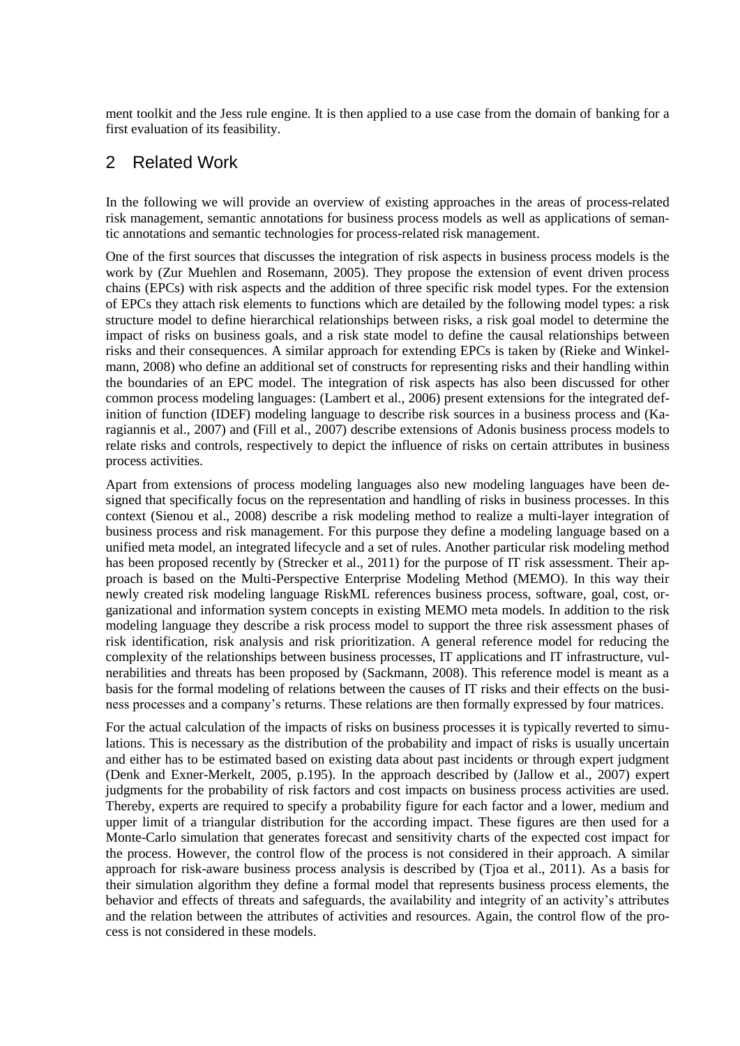ment toolkit and the Jess rule engine. It is then applied to a use case from the domain of banking for a first evaluation of its feasibility.

## 2 Related Work

In the following we will provide an overview of existing approaches in the areas of process-related risk management, semantic annotations for business process models as well as applications of semantic annotations and semantic technologies for process-related risk management.

One of the first sources that discusses the integration of risk aspects in business process models is the work by (Zur Muehlen and Rosemann, 2005). They propose the extension of event driven process chains (EPCs) with risk aspects and the addition of three specific risk model types. For the extension of EPCs they attach risk elements to functions which are detailed by the following model types: a risk structure model to define hierarchical relationships between risks, a risk goal model to determine the impact of risks on business goals, and a risk state model to define the causal relationships between risks and their consequences. A similar approach for extending EPCs is taken by (Rieke and Winkelmann, 2008) who define an additional set of constructs for representing risks and their handling within the boundaries of an EPC model. The integration of risk aspects has also been discussed for other common process modeling languages: (Lambert et al., 2006) present extensions for the integrated definition of function (IDEF) modeling language to describe risk sources in a business process and (Karagiannis et al., 2007) and (Fill et al., 2007) describe extensions of Adonis business process models to relate risks and controls, respectively to depict the influence of risks on certain attributes in business process activities.

Apart from extensions of process modeling languages also new modeling languages have been designed that specifically focus on the representation and handling of risks in business processes. In this context (Sienou et al., 2008) describe a risk modeling method to realize a multi-layer integration of business process and risk management. For this purpose they define a modeling language based on a unified meta model, an integrated lifecycle and a set of rules. Another particular risk modeling method has been proposed recently by (Strecker et al., 2011) for the purpose of IT risk assessment. Their approach is based on the Multi-Perspective Enterprise Modeling Method (MEMO). In this way their newly created risk modeling language RiskML references business process, software, goal, cost, organizational and information system concepts in existing MEMO meta models. In addition to the risk modeling language they describe a risk process model to support the three risk assessment phases of risk identification, risk analysis and risk prioritization. A general reference model for reducing the complexity of the relationships between business processes, IT applications and IT infrastructure, vulnerabilities and threats has been proposed by (Sackmann, 2008). This reference model is meant as a basis for the formal modeling of relations between the causes of IT risks and their effects on the business processes and a company's returns. These relations are then formally expressed by four matrices.

For the actual calculation of the impacts of risks on business processes it is typically reverted to simulations. This is necessary as the distribution of the probability and impact of risks is usually uncertain and either has to be estimated based on existing data about past incidents or through expert judgment (Denk and Exner-Merkelt, 2005, p.195). In the approach described by (Jallow et al., 2007) expert judgments for the probability of risk factors and cost impacts on business process activities are used. Thereby, experts are required to specify a probability figure for each factor and a lower, medium and upper limit of a triangular distribution for the according impact. These figures are then used for a Monte-Carlo simulation that generates forecast and sensitivity charts of the expected cost impact for the process. However, the control flow of the process is not considered in their approach. A similar approach for risk-aware business process analysis is described by (Tjoa et al., 2011). As a basis for their simulation algorithm they define a formal model that represents business process elements, the behavior and effects of threats and safeguards, the availability and integrity of an activity's attributes and the relation between the attributes of activities and resources. Again, the control flow of the process is not considered in these models.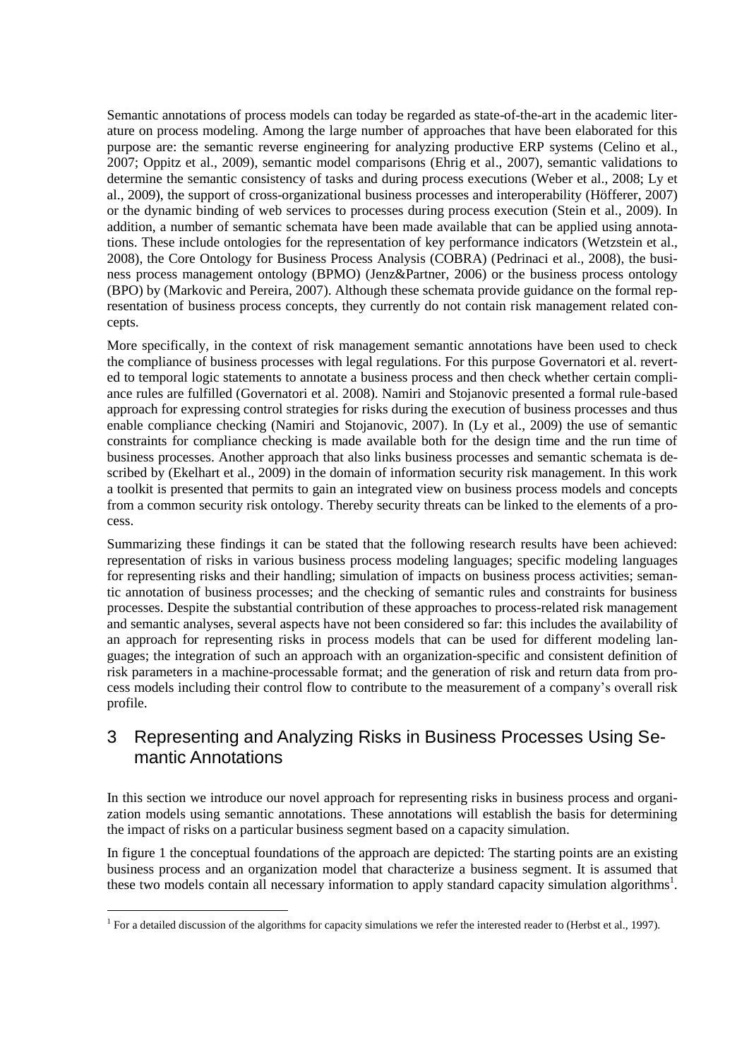Semantic annotations of process models can today be regarded as state-of-the-art in the academic literature on process modeling. Among the large number of approaches that have been elaborated for this purpose are: the semantic reverse engineering for analyzing productive ERP systems (Celino et al., 2007; Oppitz et al., 2009), semantic model comparisons (Ehrig et al., 2007), semantic validations to determine the semantic consistency of tasks and during process executions (Weber et al., 2008; Ly et al., 2009), the support of cross-organizational business processes and interoperability (Höfferer, 2007) or the dynamic binding of web services to processes during process execution (Stein et al., 2009). In addition, a number of semantic schemata have been made available that can be applied using annotations. These include ontologies for the representation of key performance indicators (Wetzstein et al., 2008), the Core Ontology for Business Process Analysis (COBRA) (Pedrinaci et al., 2008), the business process management ontology (BPMO) (Jenz&Partner, 2006) or the business process ontology (BPO) by (Markovic and Pereira, 2007). Although these schemata provide guidance on the formal representation of business process concepts, they currently do not contain risk management related concepts.

More specifically, in the context of risk management semantic annotations have been used to check the compliance of business processes with legal regulations. For this purpose Governatori et al. reverted to temporal logic statements to annotate a business process and then check whether certain compliance rules are fulfilled (Governatori et al. 2008). Namiri and Stojanovic presented a formal rule-based approach for expressing control strategies for risks during the execution of business processes and thus enable compliance checking (Namiri and Stojanovic, 2007). In (Ly et al., 2009) the use of semantic constraints for compliance checking is made available both for the design time and the run time of business processes. Another approach that also links business processes and semantic schemata is described by (Ekelhart et al., 2009) in the domain of information security risk management. In this work a toolkit is presented that permits to gain an integrated view on business process models and concepts from a common security risk ontology. Thereby security threats can be linked to the elements of a process.

Summarizing these findings it can be stated that the following research results have been achieved: representation of risks in various business process modeling languages; specific modeling languages for representing risks and their handling; simulation of impacts on business process activities; semantic annotation of business processes; and the checking of semantic rules and constraints for business processes. Despite the substantial contribution of these approaches to process-related risk management and semantic analyses, several aspects have not been considered so far: this includes the availability of an approach for representing risks in process models that can be used for different modeling languages; the integration of such an approach with an organization-specific and consistent definition of risk parameters in a machine-processable format; and the generation of risk and return data from process models including their control flow to contribute to the measurement of a company's overall risk profile.

# 3 Representing and Analyzing Risks in Business Processes Using Semantic Annotations

In this section we introduce our novel approach for representing risks in business process and organization models using semantic annotations. These annotations will establish the basis for determining the impact of risks on a particular business segment based on a capacity simulation.

In figure 1 the conceptual foundations of the approach are depicted: The starting points are an existing business process and an organization model that characterize a business segment. It is assumed that these two models contain all necessary information to apply standard capacity simulation algorithms[1].

[1] For a detailed discussion of the algorithms for capacity simulations we refer the interested reader to (Herbst et al., 1997).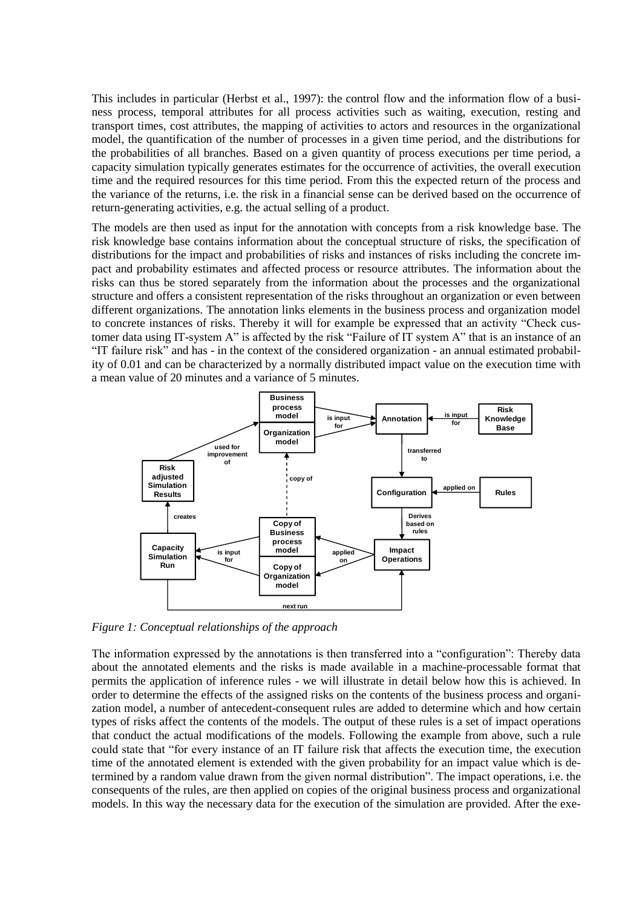This includes in particular (Herbst et al., 1997): the control flow and the information flow of a business process, temporal attributes for all process activities such as waiting, execution, resting and transport times, cost attributes, the mapping of activities to actors and resources in the organizational model, the quantification of the number of processes in a given time period, and the distributions for the probabilities of all branches. Based on a given quantity of process executions per time period, a capacity simulation typically generates estimates for the occurrence of activities, the overall execution time and the required resources for this time period. From this the expected return of the process and the variance of the returns, i.e. the risk in a financial sense can be derived based on the occurrence of return-generating activities, e.g. the actual selling of a product.

The models are then used as input for the annotation with concepts from a risk knowledge base. The risk knowledge base contains information about the conceptual structure of risks, the specification of distributions for the impact and probabilities of risks and instances of risks including the concrete impact and probability estimates and affected process or resource attributes. The information about the risks can thus be stored separately from the information about the processes and the organizational structure and offers a consistent representation of the risks throughout an organization or even between different organizations. The annotation links elements in the business process and organization model to concrete instances of risks. Thereby it will for example be expressed that an activity "Check customer data using IT-system A" is affected by the risk "Failure of IT system A" that is an instance of an "IT failure risk" and has - in the context of the considered organization - an annual estimated probability of 0.01 and can be characterized by a normally distributed impact value on the execution time with a mean value of 20 minutes and a variance of 5 minutes.

Business process model
Organization model
is input for
Annotation
is input for
Risk Knowledge Base
used for improvement of
transferred to
Risk adjusted Simulation Results
copy of
Configuration
applied on
Rules
creates
Derives based on rules
Copy of Business process model
Copy of Organization model
Capacity Simulation Run
is input for
applied on
Impact Operations
next run

*Figure 1: Conceptual relationships of the approach*

The information expressed by the annotations is then transferred into a "configuration": Thereby data about the annotated elements and the risks is made available in a machine-processable format that permits the application of inference rules - we will illustrate in detail below how this is achieved. In order to determine the effects of the assigned risks on the contents of the business process and organization model, a number of antecedent-consequent rules are added to determine which and how certain types of risks affect the contents of the models. The output of these rules is a set of impact operations that conduct the actual modifications of the models. Following the example from above, such a rule could state that "for every instance of an IT failure risk that affects the execution time, the execution time of the annotated element is extended with the given probability for an impact value which is determined by a random value drawn from the given normal distribution". The impact operations, i.e. the consequents of the rules, are then applied on copies of the original business process and organizational models. In this way the necessary data for the execution of the simulation are provided. After the exe-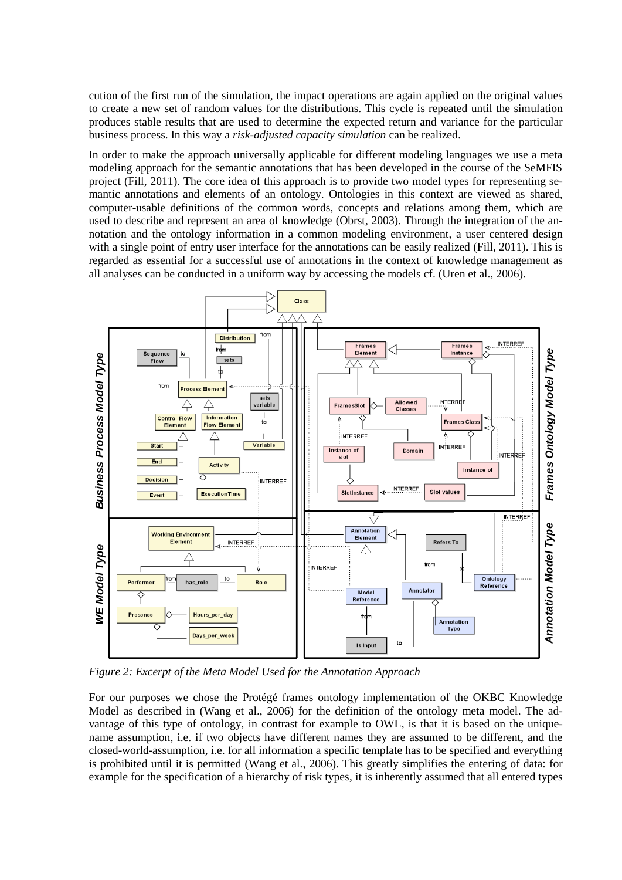cution of the first run of the simulation, the impact operations are again applied on the original values to create a new set of random values for the distributions. This cycle is repeated until the simulation produces stable results that are used to determine the expected return and variance for the particular business process. In this way a *risk-adjusted capacity simulation* can be realized.

In order to make the approach universally applicable for different modeling languages we use a meta modeling approach for the semantic annotations that has been developed in the course of the SeMFIS project (Fill, 2011). The core idea of this approach is to provide two model types for representing semantic annotations and elements of an ontology. Ontologies in this context are viewed as shared, computer-usable definitions of the common words, concepts and relations among them, which are used to describe and represent an area of knowledge (Obrst, 2003). Through the integration of the annotation and the ontology information in a common modeling environment, a user centered design with a single point of entry user interface for the annotations can be easily realized (Fill, 2011). This is regarded as essential for a successful use of annotations in the context of knowledge management as all analyses can be conducted in a uniform way by accessing the models cf. (Uren et al., 2006).

*Figure 2: Excerpt of the Meta Model Used for the Annotation Approach*

For our purposes we chose the Protégé frames ontology implementation of the OKBC Knowledge Model as described in (Wang et al., 2006) for the definition of the ontology meta model. The advantage of this type of ontology, in contrast for example to OWL, is that it is based on the unique-name assumption, i.e. if two objects have different names they are assumed to be different, and the closed-world-assumption, i.e. for all information a specific template has to be specified and everything is prohibited until it is permitted (Wang et al., 2006). This greatly simplifies the entering of data: for example for the specification of a hierarchy of risk types, it is inherently assumed that all entered types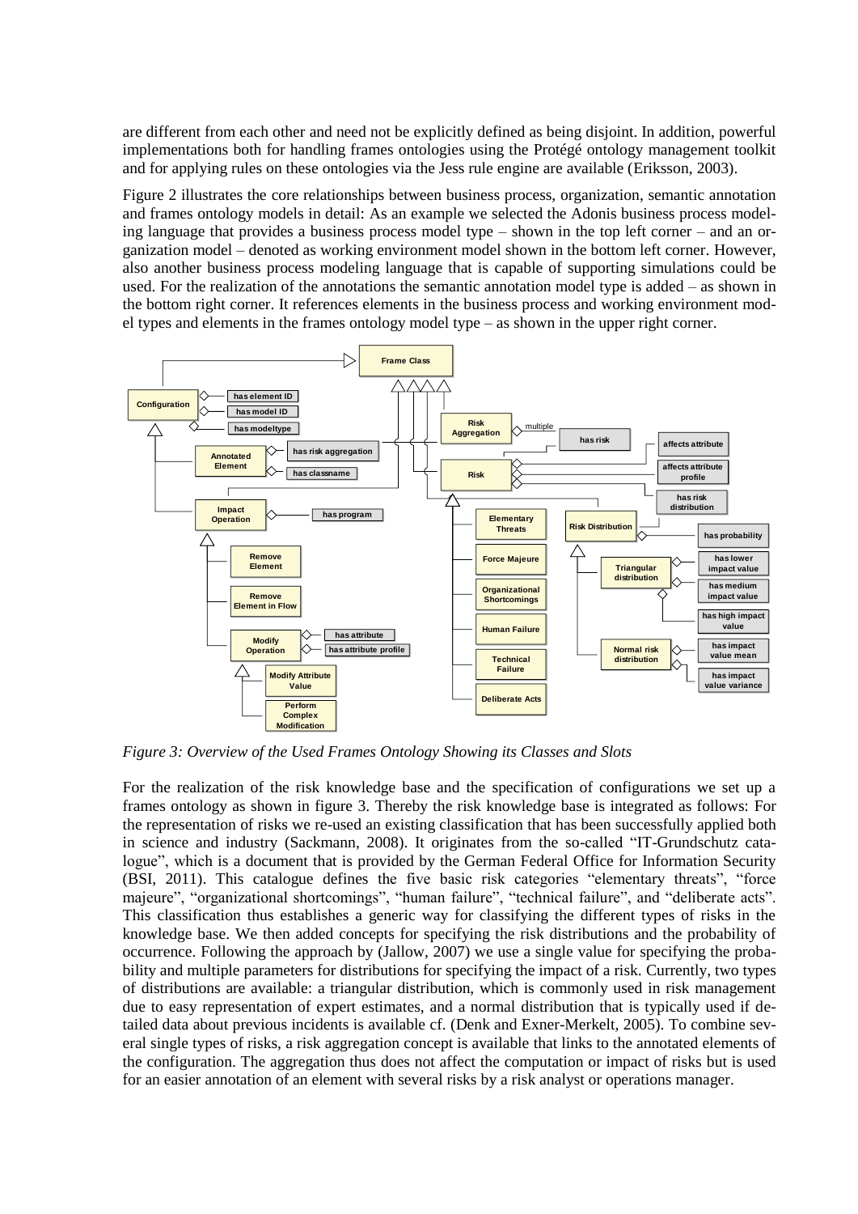are different from each other and need not be explicitly defined as being disjoint. In addition, powerful implementations both for handling frames ontologies using the Protégé ontology management toolkit and for applying rules on these ontologies via the Jess rule engine are available (Eriksson, 2003).

Figure 2 illustrates the core relationships between business process, organization, semantic annotation and frames ontology models in detail: As an example we selected the Adonis business process modeling language that provides a business process model type – shown in the top left corner – and an organization model – denoted as working environment model shown in the bottom left corner. However, also another business process modeling language that is capable of supporting simulations could be used. For the realization of the annotations the semantic annotation model type is added – as shown in the bottom right corner. It references elements in the business process and working environment model types and elements in the frames ontology model type – as shown in the upper right corner.

Frame Class
Configuration
has element ID
has model ID
has modeltype
Annotated Element
has risk aggregation
has classname
Impact Operation
has program
Remove Element
Remove Element in Flow
Modify Operation
has attribute
has attribute profile
Modify Attribute Value
Perform Complex Modification
Risk Aggregation
multiple
has risk
Risk
affects attribute
affects attribute profile
has risk distribution
Elementary Threats
Force Majeure
Organizational Shortcomings
Human Failure
Technical Failure
Deliberate Acts
Risk Distribution
has probability
Triangular distribution
has lower impact value
has medium impact value
has high impact value
Normal risk distribution
has impact value mean
has impact value variance

*Figure 3: Overview of the Used Frames Ontology Showing its Classes and Slots*

For the realization of the risk knowledge base and the specification of configurations we set up a frames ontology as shown in figure 3. Thereby the risk knowledge base is integrated as follows: For the representation of risks we re-used an existing classification that has been successfully applied both in science and industry (Sackmann, 2008). It originates from the so-called "IT-Grundschutz catalogue", which is a document that is provided by the German Federal Office for Information Security (BSI, 2011). This catalogue defines the five basic risk categories "elementary threats", "force majeure", "organizational shortcomings", "human failure", "technical failure", and "deliberate acts". This classification thus establishes a generic way for classifying the different types of risks in the knowledge base. We then added concepts for specifying the risk distributions and the probability of occurrence. Following the approach by (Jallow, 2007) we use a single value for specifying the probability and multiple parameters for distributions for specifying the impact of a risk. Currently, two types of distributions are available: a triangular distribution, which is commonly used in risk management due to easy representation of expert estimates, and a normal distribution that is typically used if detailed data about previous incidents is available cf. (Denk and Exner-Merkelt, 2005). To combine several single types of risks, a risk aggregation concept is available that links to the annotated elements of the configuration. The aggregation thus does not affect the computation or impact of risks but is used for an easier annotation of an element with several risks by a risk analyst or operations manager.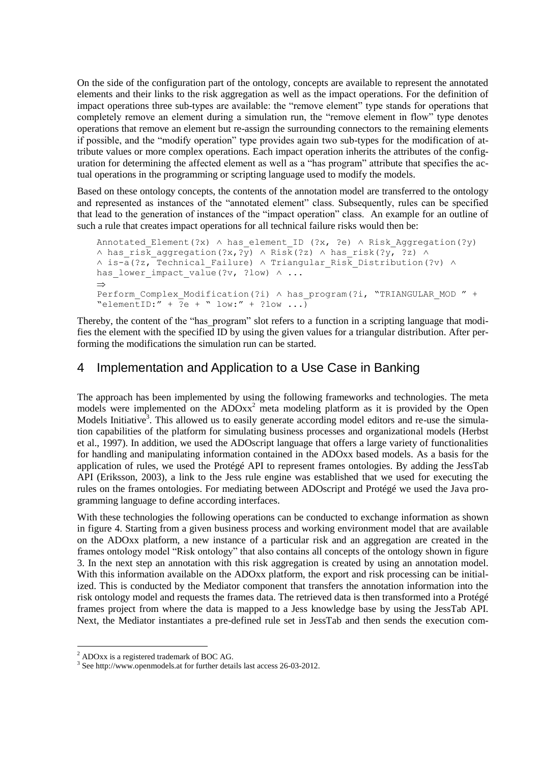On the side of the configuration part of the ontology, concepts are available to represent the annotated elements and their links to the risk aggregation as well as the impact operations. For the definition of impact operations three sub-types are available: the "remove element" type stands for operations that completely remove an element during a simulation run, the "remove element in flow" type denotes operations that remove an element but re-assign the surrounding connectors to the remaining elements if possible, and the "modify operation" type provides again two sub-types for the modification of attribute values or more complex operations. Each impact operation inherits the attributes of the configuration for determining the affected element as well as a "has program" attribute that specifies the actual operations in the programming or scripting language used to modify the models.

Based on these ontology concepts, the contents of the annotation model are transferred to the ontology and represented as instances of the "annotated element" class. Subsequently, rules can be specified that lead to the generation of instances of the "impact operation" class. An example for an outline of such a rule that creates impact operations for all technical failure risks would then be:

```
Annotated_Element(?x) ∧ has_element_ID (?x, ?e) ∧ Risk_Aggregation(?y)
∧ has_risk_aggregation(?x,?y) ∧ Risk(?z) ∧ has_risk(?y, ?z) ∧
∧ is-a(?z, Technical_Failure) ∧ Triangular_Risk_Distribution(?v) ∧
has_lower_impact_value(?v, ?low) ∧ ...
⇒
Perform_Complex_Modification(?i) ∧ has_program(?i, "TRIANGULAR_MOD " +
"elementID:" + ?e + " low:" + ?low ...)
```

Thereby, the content of the "has_program" slot refers to a function in a scripting language that modifies the element with the specified ID by using the given values for a triangular distribution. After performing the modifications the simulation run can be started.

## 4 Implementation and Application to a Use Case in Banking

The approach has been implemented by using the following frameworks and technologies. The meta models were implemented on the ADOxx[2] meta modeling platform as it is provided by the Open Models Initiative[3]. This allowed us to easily generate according model editors and re-use the simulation capabilities of the platform for simulating business processes and organizational models (Herbst et al., 1997). In addition, we used the ADOscript language that offers a large variety of functionalities for handling and manipulating information contained in the ADOxx based models. As a basis for the application of rules, we used the Protégé API to represent frames ontologies. By adding the JessTab API (Eriksson, 2003), a link to the Jess rule engine was established that we used for executing the rules on the frames ontologies. For mediating between ADOscript and Protégé we used the Java programming language to define according interfaces.

With these technologies the following operations can be conducted to exchange information as shown in figure 4. Starting from a given business process and working environment model that are available on the ADOxx platform, a new instance of a particular risk and an aggregation are created in the frames ontology model "Risk ontology" that also contains all concepts of the ontology shown in figure 3. In the next step an annotation with this risk aggregation is created by using an annotation model. With this information available on the ADOxx platform, the export and risk processing can be initialized. This is conducted by the Mediator component that transfers the annotation information into the risk ontology model and requests the frames data. The retrieved data is then transformed into a Protégé frames project from where the data is mapped to a Jess knowledge base by using the JessTab API. Next, the Mediator instantiates a pre-defined rule set in JessTab and then sends the execution com-

[2] ADOxx is a registered trademark of BOC AG.

[3] See http://www.openmodels.at for further details last access 26-03-2012.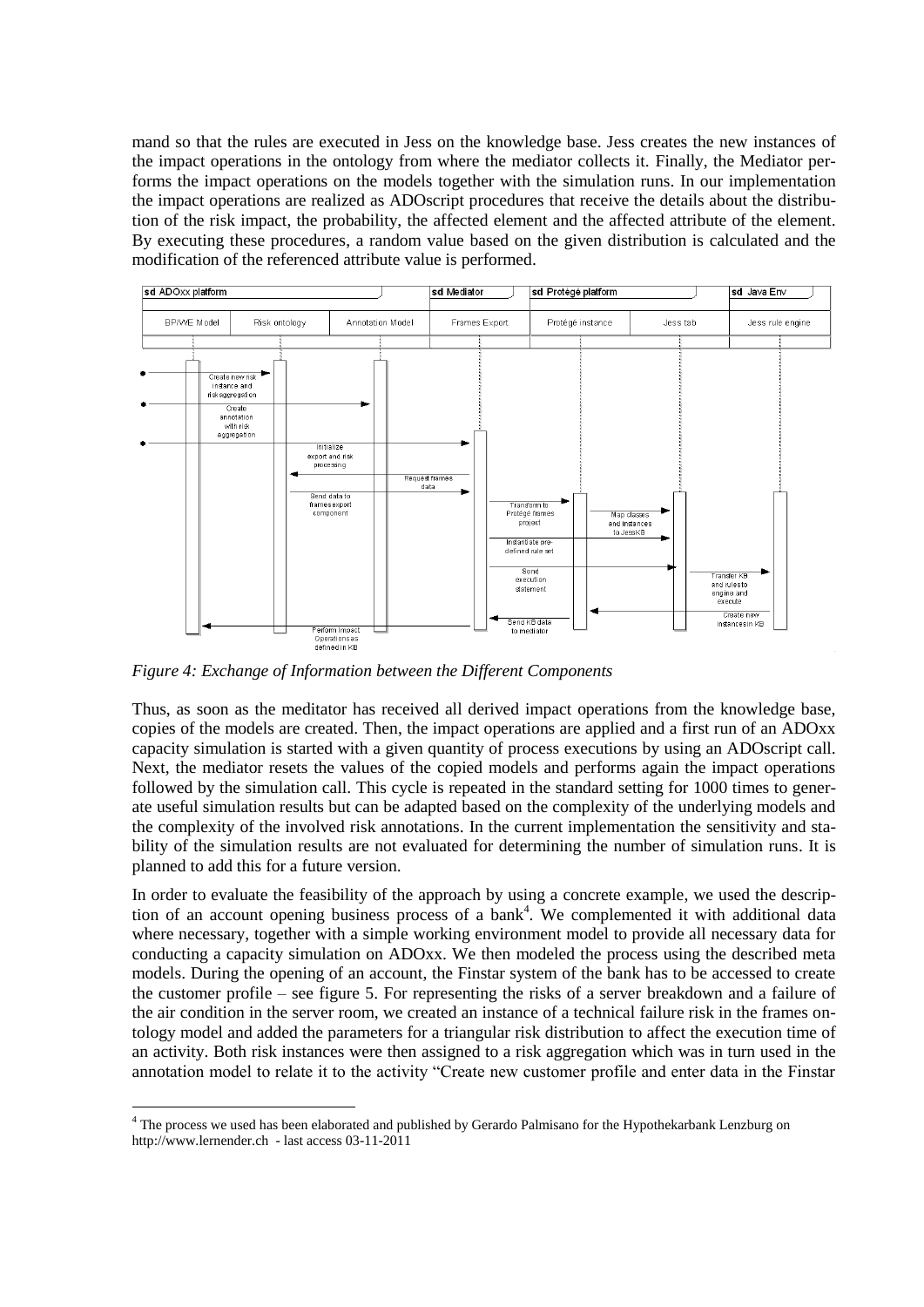mand so that the rules are executed in Jess on the knowledge base. Jess creates the new instances of the impact operations in the ontology from where the mediator collects it. Finally, the Mediator performs the impact operations on the models together with the simulation runs. In our implementation the impact operations are realized as ADOscript procedures that receive the details about the distribution of the risk impact, the probability, the affected element and the affected attribute of the element. By executing these procedures, a random value based on the given distribution is calculated and the modification of the referenced attribute value is performed.

sd ADOxx platform
sd Mediator
sd Protégé platform
sd Java Env

BP/WE Model
Risk ontology
Annotation Model
Frames Export
Protégé instance
Jess tab
Jess rule engine

Create new risk instance and risk aggregation
Create annotation with risk aggregation
Initialize export and risk processing
Request frames data
Send data to frames export component
Transform to Protégé frames project
Map classes and instances to JessKB
Instantiate pre-defined rule set
Send execution statement
Transfer KB and rules to engine and execute
Create new instances in KB
Send KB data to mediator
Perform Impact Operations as defined in KB

*Figure 4: Exchange of Information between the Different Components*

Thus, as soon as the meditator has received all derived impact operations from the knowledge base, copies of the models are created. Then, the impact operations are applied and a first run of an ADOxx capacity simulation is started with a given quantity of process executions by using an ADOscript call. Next, the mediator resets the values of the copied models and performs again the impact operations followed by the simulation call. This cycle is repeated in the standard setting for 1000 times to generate useful simulation results but can be adapted based on the complexity of the underlying models and the complexity of the involved risk annotations. In the current implementation the sensitivity and stability of the simulation results are not evaluated for determining the number of simulation runs. It is planned to add this for a future version.

In order to evaluate the feasibility of the approach by using a concrete example, we used the description of an account opening business process of a bank[4]. We complemented it with additional data where necessary, together with a simple working environment model to provide all necessary data for conducting a capacity simulation on ADOxx. We then modeled the process using the described meta models. During the opening of an account, the Finstar system of the bank has to be accessed to create the customer profile – see figure 5. For representing the risks of a server breakdown and a failure of the air condition in the server room, we created an instance of a technical failure risk in the frames ontology model and added the parameters for a triangular risk distribution to affect the execution time of an activity. Both risk instances were then assigned to a risk aggregation which was in turn used in the annotation model to relate it to the activity "Create new customer profile and enter data in the Finstar

[4] The process we used has been elaborated and published by Gerardo Palmisano for the Hypothekarbank Lenzburg on http://www.lernender.ch - last access 03-11-2011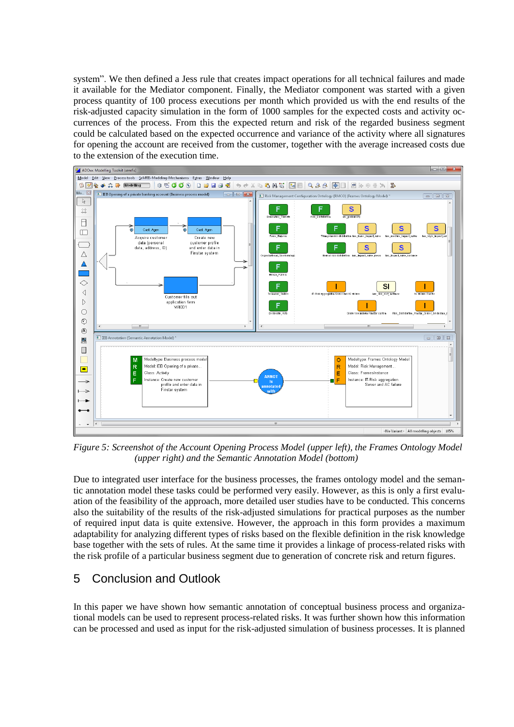system". We then defined a Jess rule that creates impact operations for all technical failures and made it available for the Mediator component. Finally, the Mediator component was started with a given process quantity of 100 process executions per month which provided us with the end results of the risk-adjusted capacity simulation in the form of 1000 samples for the expected costs and activity occurrences of the process. From this the expected return and risk of the regarded business segment could be calculated based on the expected occurrence and variance of the activity where all signatures for opening the account are received from the customer, together with the average increased costs due to the extension of the execution time.

*Figure 5: Screenshot of the Account Opening Process Model (upper left), the Frames Ontology Model (upper right) and the Semantic Annotation Model (bottom)*

Due to integrated user interface for the business processes, the frames ontology model and the semantic annotation model these tasks could be performed very easily. However, as this is only a first evaluation of the feasibility of the approach, more detailed user studies have to be conducted. This concerns also the suitability of the results of the risk-adjusted simulations for practical purposes as the number of required input data is quite extensive. However, the approach in this form provides a maximum adaptability for analyzing different types of risks based on the flexible definition in the risk knowledge base together with the sets of rules. At the same time it provides a linkage of process-related risks with the risk profile of a particular business segment due to generation of concrete risk and return figures.

## 5 Conclusion and Outlook

In this paper we have shown how semantic annotation of conceptual business process and organizational models can be used to represent process-related risks. It was further shown how this information can be processed and used as input for the risk-adjusted simulation of business processes. It is planned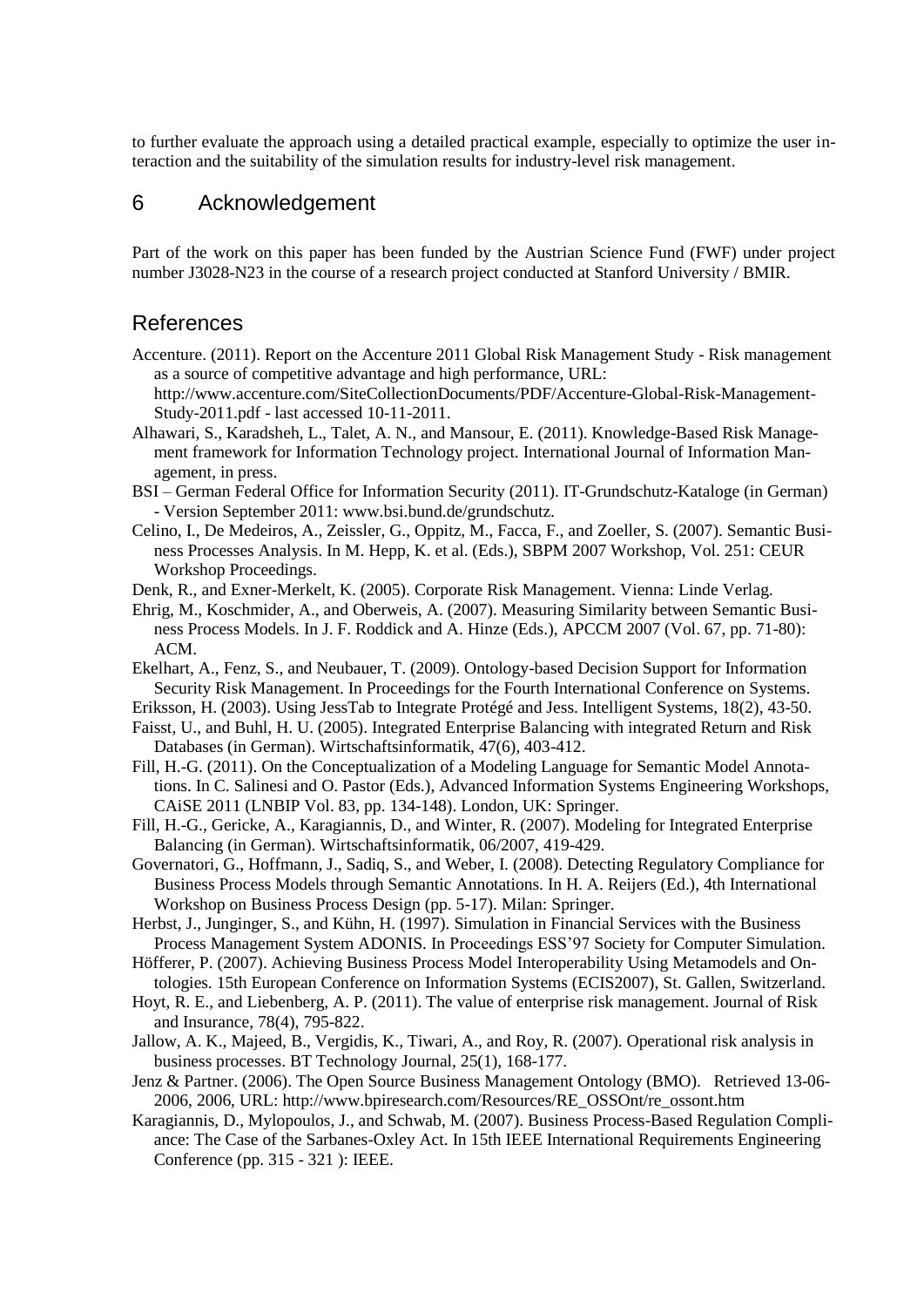to further evaluate the approach using a detailed practical example, especially to optimize the user interaction and the suitability of the simulation results for industry-level risk management.

## 6 Acknowledgement

Part of the work on this paper has been funded by the Austrian Science Fund (FWF) under project number J3028-N23 in the course of a research project conducted at Stanford University / BMIR.

## References

Accenture. (2011). Report on the Accenture 2011 Global Risk Management Study - Risk management as a source of competitive advantage and high performance, URL: http://www.accenture.com/SiteCollectionDocuments/PDF/Accenture-Global-Risk-Management-Study-2011.pdf - last accessed 10-11-2011.

Alhawari, S., Karadsheh, L., Talet, A. N., and Mansour, E. (2011). Knowledge-Based Risk Management framework for Information Technology project. International Journal of Information Management, in press.

BSI – German Federal Office for Information Security (2011). IT-Grundschutz-Kataloge (in German) - Version September 2011: www.bsi.bund.de/grundschutz.

Celino, I., De Medeiros, A., Zeissler, G., Oppitz, M., Facca, F., and Zoeller, S. (2007). Semantic Business Processes Analysis. In M. Hepp, K. et al. (Eds.), SBPM 2007 Workshop, Vol. 251: CEUR Workshop Proceedings.

Denk, R., and Exner-Merkelt, K. (2005). Corporate Risk Management. Vienna: Linde Verlag.

Ehrig, M., Koschmider, A., and Oberweis, A. (2007). Measuring Similarity between Semantic Business Process Models. In J. F. Roddick and A. Hinze (Eds.), APCCM 2007 (Vol. 67, pp. 71-80): ACM.

Ekelhart, A., Fenz, S., and Neubauer, T. (2009). Ontology-based Decision Support for Information Security Risk Management. In Proceedings for the Fourth International Conference on Systems.

Eriksson, H. (2003). Using JessTab to Integrate Protégé and Jess. Intelligent Systems, 18(2), 43-50.

Faisst, U., and Buhl, H. U. (2005). Integrated Enterprise Balancing with integrated Return and Risk Databases (in German). Wirtschaftsinformatik, 47(6), 403-412.

Fill, H.-G. (2011). On the Conceptualization of a Modeling Language for Semantic Model Annotations. In C. Salinesi and O. Pastor (Eds.), Advanced Information Systems Engineering Workshops, CAiSE 2011 (LNBIP Vol. 83, pp. 134-148). London, UK: Springer.

Fill, H.-G., Gericke, A., Karagiannis, D., and Winter, R. (2007). Modeling for Integrated Enterprise Balancing (in German). Wirtschaftsinformatik, 06/2007, 419-429.

Governatori, G., Hoffmann, J., Sadiq, S., and Weber, I. (2008). Detecting Regulatory Compliance for Business Process Models through Semantic Annotations. In H. A. Reijers (Ed.), 4th International Workshop on Business Process Design (pp. 5-17). Milan: Springer.

Herbst, J., Junginger, S., and Kühn, H. (1997). Simulation in Financial Services with the Business Process Management System ADONIS. In Proceedings ESS'97 Society for Computer Simulation.

Höfferer, P. (2007). Achieving Business Process Model Interoperability Using Metamodels and Ontologies. 15th European Conference on Information Systems (ECIS2007), St. Gallen, Switzerland.

Hoyt, R. E., and Liebenberg, A. P. (2011). The value of enterprise risk management. Journal of Risk and Insurance, 78(4), 795-822.

Jallow, A. K., Majeed, B., Vergidis, K., Tiwari, A., and Roy, R. (2007). Operational risk analysis in business processes. BT Technology Journal, 25(1), 168-177.

Jenz & Partner. (2006). The Open Source Business Management Ontology (BMO). Retrieved 13-06-2006, 2006, URL: http://www.bpiresearch.com/Resources/RE_OSSOnt/re_ossont.htm

Karagiannis, D., Mylopoulos, J., and Schwab, M. (2007). Business Process-Based Regulation Compliance: The Case of the Sarbanes-Oxley Act. In 15th IEEE International Requirements Engineering Conference (pp. 315 - 321 ): IEEE.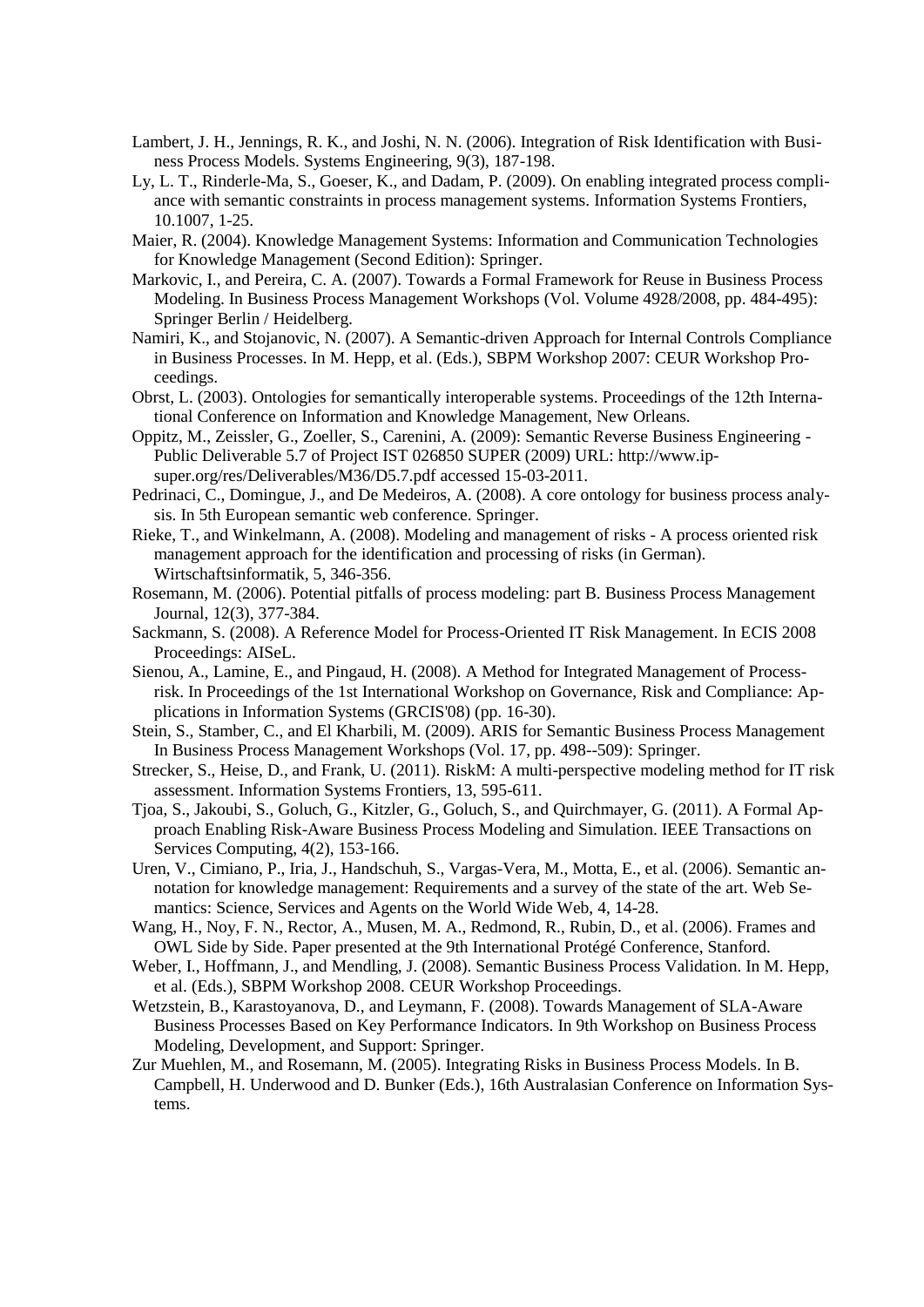Lambert, J. H., Jennings, R. K., and Joshi, N. N. (2006). Integration of Risk Identification with Business Process Models. Systems Engineering, 9(3), 187-198.

Ly, L. T., Rinderle-Ma, S., Goeser, K., and Dadam, P. (2009). On enabling integrated process compliance with semantic constraints in process management systems. Information Systems Frontiers, 10.1007, 1-25.

Maier, R. (2004). Knowledge Management Systems: Information and Communication Technologies for Knowledge Management (Second Edition): Springer.

Markovic, I., and Pereira, C. A. (2007). Towards a Formal Framework for Reuse in Business Process Modeling. In Business Process Management Workshops (Vol. Volume 4928/2008, pp. 484-495): Springer Berlin / Heidelberg.

Namiri, K., and Stojanovic, N. (2007). A Semantic-driven Approach for Internal Controls Compliance in Business Processes. In M. Hepp, et al. (Eds.), SBPM Workshop 2007: CEUR Workshop Proceedings.

Obrst, L. (2003). Ontologies for semantically interoperable systems. Proceedings of the 12th International Conference on Information and Knowledge Management, New Orleans.

Oppitz, M., Zeissler, G., Zoeller, S., Carenini, A. (2009): Semantic Reverse Business Engineering - Public Deliverable 5.7 of Project IST 026850 SUPER (2009) URL: http://www.ip-super.org/res/Deliverables/M36/D5.7.pdf accessed 15-03-2011.

Pedrinaci, C., Domingue, J., and De Medeiros, A. (2008). A core ontology for business process analysis. In 5th European semantic web conference. Springer.

Rieke, T., and Winkelmann, A. (2008). Modeling and management of risks - A process oriented risk management approach for the identification and processing of risks (in German). Wirtschaftsinformatik, 5, 346-356.

Rosemann, M. (2006). Potential pitfalls of process modeling: part B. Business Process Management Journal, 12(3), 377-384.

Sackmann, S. (2008). A Reference Model for Process-Oriented IT Risk Management. In ECIS 2008 Proceedings: AISeL.

Sienou, A., Lamine, E., and Pingaud, H. (2008). A Method for Integrated Management of Process-risk. In Proceedings of the 1st International Workshop on Governance, Risk and Compliance: Applications in Information Systems (GRCIS'08) (pp. 16-30).

Stein, S., Stamber, C., and El Kharbili, M. (2009). ARIS for Semantic Business Process Management In Business Process Management Workshops (Vol. 17, pp. 498--509): Springer.

Strecker, S., Heise, D., and Frank, U. (2011). RiskM: A multi-perspective modeling method for IT risk assessment. Information Systems Frontiers, 13, 595-611.

Tjoa, S., Jakoubi, S., Goluch, G., Kitzler, G., Goluch, S., and Quirchmayer, G. (2011). A Formal Approach Enabling Risk-Aware Business Process Modeling and Simulation. IEEE Transactions on Services Computing, 4(2), 153-166.

Uren, V., Cimiano, P., Iria, J., Handschuh, S., Vargas-Vera, M., Motta, E., et al. (2006). Semantic annotation for knowledge management: Requirements and a survey of the state of the art. Web Semantics: Science, Services and Agents on the World Wide Web, 4, 14-28.

Wang, H., Noy, F. N., Rector, A., Musen, M. A., Redmond, R., Rubin, D., et al. (2006). Frames and OWL Side by Side. Paper presented at the 9th International Protégé Conference, Stanford.

Weber, I., Hoffmann, J., and Mendling, J. (2008). Semantic Business Process Validation. In M. Hepp, et al. (Eds.), SBPM Workshop 2008. CEUR Workshop Proceedings.

Wetzstein, B., Karastoyanova, D., and Leymann, F. (2008). Towards Management of SLA-Aware Business Processes Based on Key Performance Indicators. In 9th Workshop on Business Process Modeling, Development, and Support: Springer.

Zur Muehlen, M., and Rosemann, M. (2005). Integrating Risks in Business Process Models. In B. Campbell, H. Underwood and D. Bunker (Eds.), 16th Australasian Conference on Information Systems.